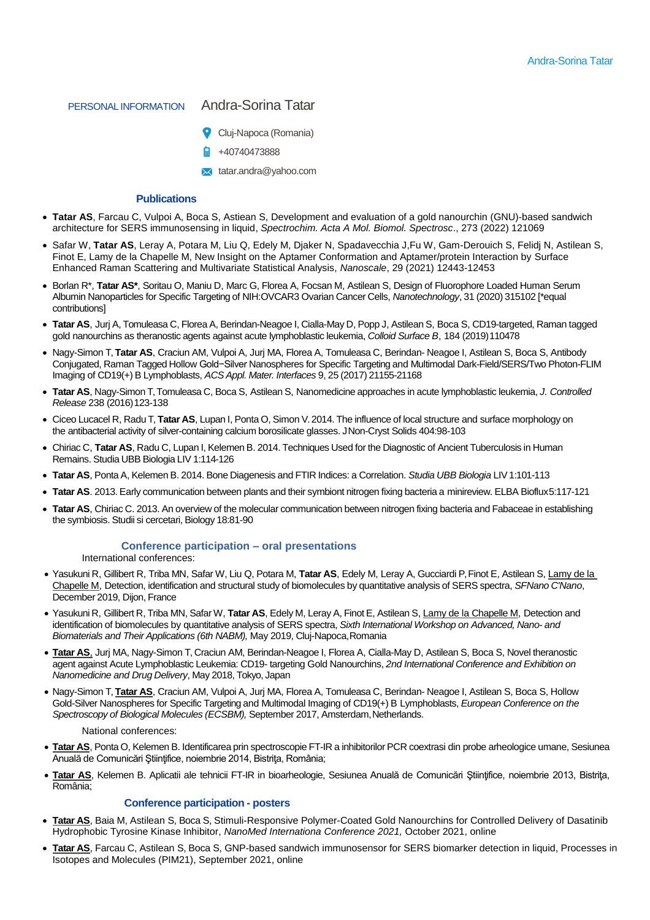PERSONAL INFORMATION **Andra-Sorina Tatar**

Cluj-Napoca (Romania)

+40740473888

tatar.andra@yahoo.com

## Publications

- **Tatar AS**, Farcau C, Vulpoi A, Boca S, Astilean S, Development and evaluation of a gold nanourchin (GNU)-based sandwich architecture for SERS immunosensing in liquid, *Spectrochim. Acta A Mol. Biomol. Spectrosc*., 273 (2022) 121069
- Safar W, **Tatar AS**, Leray A, Potara M, Liu Q, Edely M, Djaker N, Spadavecchia J,Fu W, Gam-Derouich S, Felidj N, Astilean S, Finot E, Lamy de la Chapelle M, New Insight on the Aptamer Conformation and Aptamer/protein Interaction by Surface Enhanced Raman Scattering and Multivariate Statistical Analysis, *Nanoscale*, 29 (2021) 12443-12453
- Borlan R*, **Tatar AS***, Soritau O, Maniu D, Marc G, Florea A, Focsan M, Astilean S, Design of Fluorophore Loaded Human Serum Albumin Nanoparticles for Specific Targeting of NIH:OVCAR3 Ovarian Cancer Cells, *Nanotechnology*, 31 (2020) 315102 [*equal contributions]
- **Tatar AS**, Jurj A, Tomuleasa C, Florea A, Berindan-Neagoe I, Cialla-May D, Popp J, Astilean S, Boca S, CD19-targeted, Raman tagged gold nanourchins as theranostic agents against acute lymphoblastic leukemia, *Colloid Surface B*, 184 (2019) 110478
- Nagy-Simon T, **Tatar AS**, Craciun AM, Vulpoi A, Jurj MA, Florea A, Tomuleasa C, Berindan- Neagoe I, Astilean S, Boca S, Antibody Conjugated, Raman Tagged Hollow Gold−Silver Nanospheres for Specific Targeting and Multimodal Dark-Field/SERS/Two Photon-FLIM Imaging of CD19(+) B Lymphoblasts, *ACS Appl. Mater. Interfaces* 9, 25 (2017) 21155-21168
- **Tatar AS**, Nagy-Simon T, Tomuleasa C, Boca S, Astilean S, Nanomedicine approaches in acute lymphoblastic leukemia, *J. Controlled Release* 238 (2016) 123-138
- Ciceo Lucacel R, Radu T, **Tatar AS**, Lupan I, Ponta O, Simon V. 2014. The influence of local structure and surface morphology on the antibacterial activity of silver-containing calcium borosilicate glasses. J Non-Cryst Solids 404:98-103
- Chiriac C, **Tatar AS**, Radu C, Lupan I, Kelemen B. 2014. Techniques Used for the Diagnostic of Ancient Tuberculosis in Human Remains. Studia UBB Biologia LIV 1:114-126
- **Tatar AS**, Ponta A, Kelemen B. 2014. Bone Diagenesis and FTIR Indices: a Correlation. *Studia UBB Biologia* LIV 1:101-113
- **Tatar AS**. 2013. Early communication between plants and their symbiont nitrogen fixing bacteria a minireview. ELBA Bioflux 5:117-121
- **Tatar AS**, Chiriac C. 2013. An overview of the molecular communication between nitrogen fixing bacteria and Fabaceae in establishing the symbiosis. Studii si cercetari, Biology 18:81-90

## Conference participation – oral presentations

International conferences:

- Yasukuni R, Gillibert R, Triba MN, Safar W, Liu Q, Potara M, **Tatar AS**, Edely M, Leray A, Gucciardi P, Finot E, Astilean S, <u>Lamy de la Chapelle M</u>, Detection, identification and structural study of biomolecules by quantitative analysis of SERS spectra, *SFNano C'Nano*, December 2019, Dijon, France
- Yasukuni R, Gillibert R, Triba MN, Safar W, **Tatar AS**, Edely M, Leray A, Finot E, Astilean S, <u>Lamy de la Chapelle M</u>, Detection and identification of biomolecules by quantitative analysis of SERS spectra, *Sixth International Workshop on Advanced, Nano- and Biomaterials and Their Applications (6th NABM)*, May 2019, Cluj-Napoca, Romania
- <u>**Tatar AS**</u>, Jurj MA, Nagy-Simon T, Craciun AM, Berindan-Neagoe I, Florea A, Cialla-May D, Astilean S, Boca S, Novel theranostic agent against Acute Lymphoblastic Leukemia: CD19- targeting Gold Nanourchins, *2nd International Conference and Exhibition on Nanomedicine and Drug Delivery*, May 2018, Tokyo, Japan
- Nagy-Simon T, <u>**Tatar AS**</u>, Craciun AM, Vulpoi A, Jurj MA, Florea A, Tomuleasa C, Berindan- Neagoe I, Astilean S, Boca S, Hollow Gold-Silver Nanospheres for Specific Targeting and Multimodal Imaging of CD19(+) B Lymphoblasts, *European Conference on the Spectroscopy of Biological Molecules (ECSBM),* September 2017, Amsterdam, Netherlands.

National conferences:

- <u>**Tatar AS**</u>, Ponta O, Kelemen B. Identificarea prin spectroscopie FT-IR a inhibitorilor PCR coextrasi din probe arheologice umane, Sesiunea Anuală de Comunicări Ştiinţifice, noiembrie 2014, Bistriţa, România;
- <u>**Tatar AS**</u>, Kelemen B. Aplicatii ale tehnicii FT-IR in bioarheologie, Sesiunea Anuală de Comunicări Ştiinţifice, noiembrie 2013, Bistriţa, România;

## Conference participation - posters

- <u>**Tatar AS**</u>, Baia M, Astilean S, Boca S, Stimuli-Responsive Polymer-Coated Gold Nanourchins for Controlled Delivery of Dasatinib Hydrophobic Tyrosine Kinase Inhibitor, *NanoMed Internationa Conference 2021,* October 2021, online
- <u>**Tatar AS**</u>, Farcau C, Astilean S, Boca S, GNP-based sandwich immunosensor for SERS biomarker detection in liquid, Processes in Isotopes and Molecules (PIM21), September 2021, online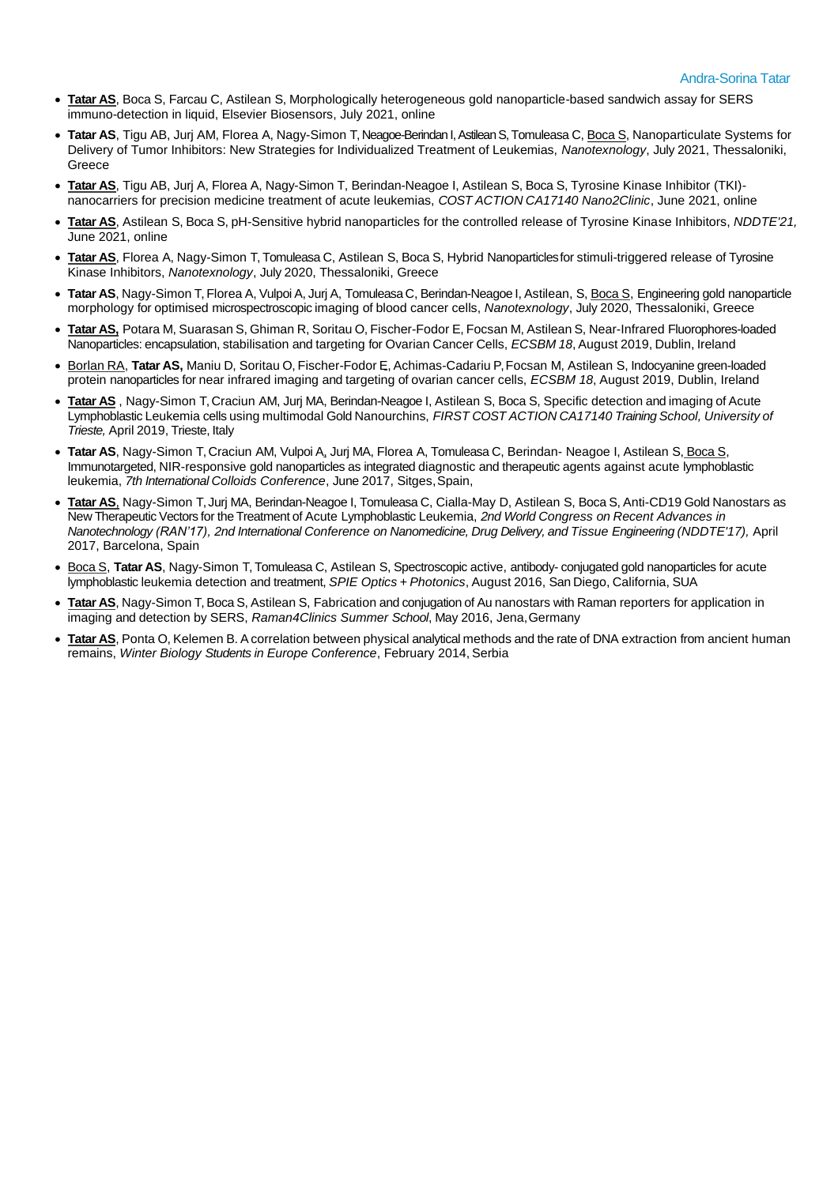- **Tatar AS**, Boca S, Farcau C, Astilean S, Morphologically heterogeneous gold nanoparticle-based sandwich assay for SERS immuno-detection in liquid, Elsevier Biosensors, July 2021, online
- **Tatar AS**, Tigu AB, Jurj AM, Florea A, Nagy-Simon T, Neagoe-Berindan I, Astilean S, Tomuleasa C, Boca S, Nanoparticulate Systems for Delivery of Tumor Inhibitors: New Strategies for Individualized Treatment of Leukemias, *Nanotexnology*, July 2021, Thessaloniki, Greece
- **Tatar AS**, Tigu AB, Jurj A, Florea A, Nagy-Simon T, Berindan-Neagoe I, Astilean S, Boca S, Tyrosine Kinase Inhibitor (TKI)-nanocarriers for precision medicine treatment of acute leukemias, *COST ACTION CA17140 Nano2Clinic*, June 2021, online
- **Tatar AS**, Astilean S, Boca S, pH-Sensitive hybrid nanoparticles for the controlled release of Tyrosine Kinase Inhibitors, *NDDTE'21,* June 2021, online
- **Tatar AS**, Florea A, Nagy-Simon T, Tomuleasa C, Astilean S, Boca S, Hybrid Nanoparticles for stimuli-triggered release of Tyrosine Kinase Inhibitors, *Nanotexnology*, July 2020, Thessaloniki, Greece
- **Tatar AS**, Nagy-Simon T, Florea A, Vulpoi A, Jurj A, Tomuleasa C, Berindan-Neagoe I, Astilean, S, Boca S, Engineering gold nanoparticle morphology for optimised microspectroscopic imaging of blood cancer cells, *Nanotexnology*, July 2020, Thessaloniki, Greece
- **Tatar AS,** Potara M, Suarasan S, Ghiman R, Soritau O, Fischer-Fodor E, Focsan M, Astilean S, Near-Infrared Fluorophores-loaded Nanoparticles: encapsulation, stabilisation and targeting for Ovarian Cancer Cells, *ECSBM 18*, August 2019, Dublin, Ireland
- Borlan RA, **Tatar AS,** Maniu D, Soritau O, Fischer-Fodor E, Achimas-Cadariu P, Focsan M, Astilean S, Indocyanine green-loaded protein nanoparticles for near infrared imaging and targeting of ovarian cancer cells, *ECSBM 18*, August 2019, Dublin, Ireland
- **Tatar AS** , Nagy-Simon T, Craciun AM, Jurj MA, Berindan-Neagoe I, Astilean S, Boca S, Specific detection and imaging of Acute Lymphoblastic Leukemia cells using multimodal Gold Nanourchins, *FIRST COST ACTION CA17140 Training School, University of Trieste,* April 2019, Trieste, Italy
- **Tatar AS**, Nagy-Simon T, Craciun AM, Vulpoi A, Jurj MA, Florea A, Tomuleasa C, Berindan- Neagoe I, Astilean S, Boca S, Immunotargeted, NIR-responsive gold nanoparticles as integrated diagnostic and therapeutic agents against acute lymphoblastic leukemia, *7th International Colloids Conference*, June 2017, Sitges, Spain,
- **Tatar AS,** Nagy-Simon T, Jurj MA, Berindan-Neagoe I, Tomuleasa C, Cialla-May D, Astilean S, Boca S, Anti-CD19 Gold Nanostars as New Therapeutic Vectors for the Treatment of Acute Lymphoblastic Leukemia, *2nd World Congress on Recent Advances in Nanotechnology (RAN'17), 2nd International Conference on Nanomedicine, Drug Delivery, and Tissue Engineering (NDDTE'17),* April 2017, Barcelona, Spain
- Boca S, **Tatar AS**, Nagy-Simon T, Tomuleasa C, Astilean S, Spectroscopic active, antibody- conjugated gold nanoparticles for acute lymphoblastic leukemia detection and treatment, *SPIE Optics + Photonics*, August 2016, San Diego, California, SUA
- **Tatar AS**, Nagy-Simon T, Boca S, Astilean S, Fabrication and conjugation of Au nanostars with Raman reporters for application in imaging and detection by SERS, *Raman4Clinics Summer School*, May 2016, Jena, Germany
- **Tatar AS**, Ponta O, Kelemen B. A correlation between physical analytical methods and the rate of DNA extraction from ancient human remains, *Winter Biology Students in Europe Conference*, February 2014, Serbia